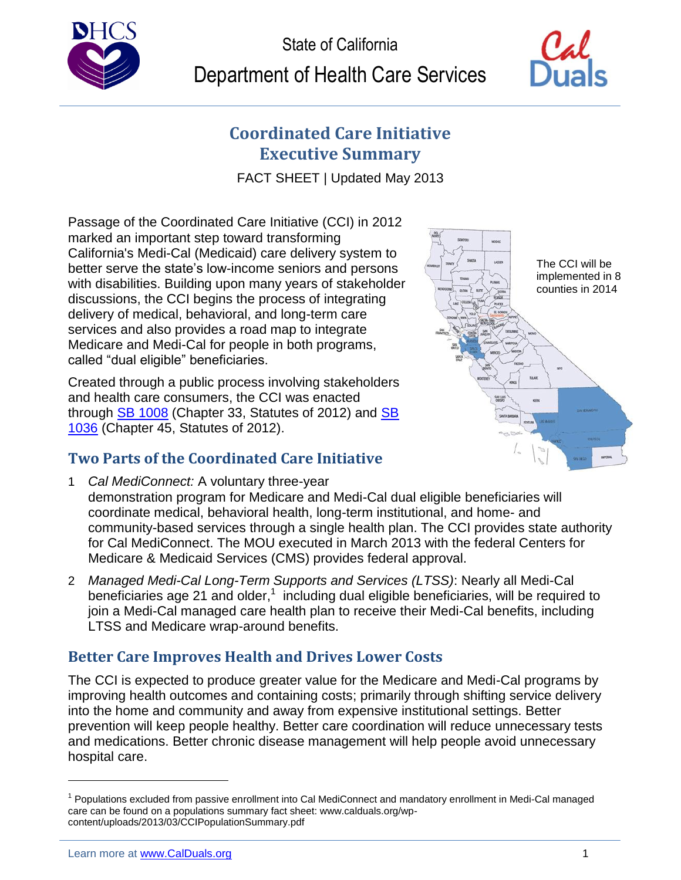State of California

Department of Health Care Services

# Coordinated Care Initiative Executive Summary

FACT SHEET | Updated May 2013

Passage of the Coordinated Care Initiative (CCI) in 2012 marked an important step toward transforming California's Medi-Cal (Medicaid) care delivery system to better serve the state's low-income seniors and persons with disabilities. Building upon many years of stakeholder discussions, the CCI begins the process of integrating delivery of medical, behavioral, and long-term care services and also provides a road map to integrate Medicare and Medi-Cal for people in both programs, called "dual eligible" beneficiaries.

The CCI will be implemented in 8 counties in 2014

Created through a public process involving stakeholders and health care consumers, the CCI was enacted through SB 1008 (Chapter 33, Statutes of 2012) and SB 1036 (Chapter 45, Statutes of 2012).

## Two Parts of the Coordinated Care Initiative

1. *Cal MediConnect:* A voluntary three-year demonstration program for Medicare and Medi-Cal dual eligible beneficiaries will coordinate medical, behavioral health, long-term institutional, and home- and community-based services through a single health plan. The CCI provides state authority for Cal MediConnect. The MOU executed in March 2013 with the federal Centers for Medicare & Medicaid Services (CMS) provides federal approval.

2. *Managed Medi-Cal Long-Term Supports and Services (LTSS)*: Nearly all Medi-Cal beneficiaries age 21 and older,[1] including dual eligible beneficiaries, will be required to join a Medi-Cal managed care health plan to receive their Medi-Cal benefits, including LTSS and Medicare wrap-around benefits.

## Better Care Improves Health and Drives Lower Costs

The CCI is expected to produce greater value for the Medicare and Medi-Cal programs by improving health outcomes and containing costs; primarily through shifting service delivery into the home and community and away from expensive institutional settings. Better prevention will keep people healthy. Better care coordination will reduce unnecessary tests and medications. Better chronic disease management will help people avoid unnecessary hospital care.

[1] Populations excluded from passive enrollment into Cal MediConnect and mandatory enrollment in Medi-Cal managed care can be found on a populations summary fact sheet: www.calduals.org/wp-content/uploads/2013/03/CCIPopulationSummary.pdf

Learn more at www.CalDuals.org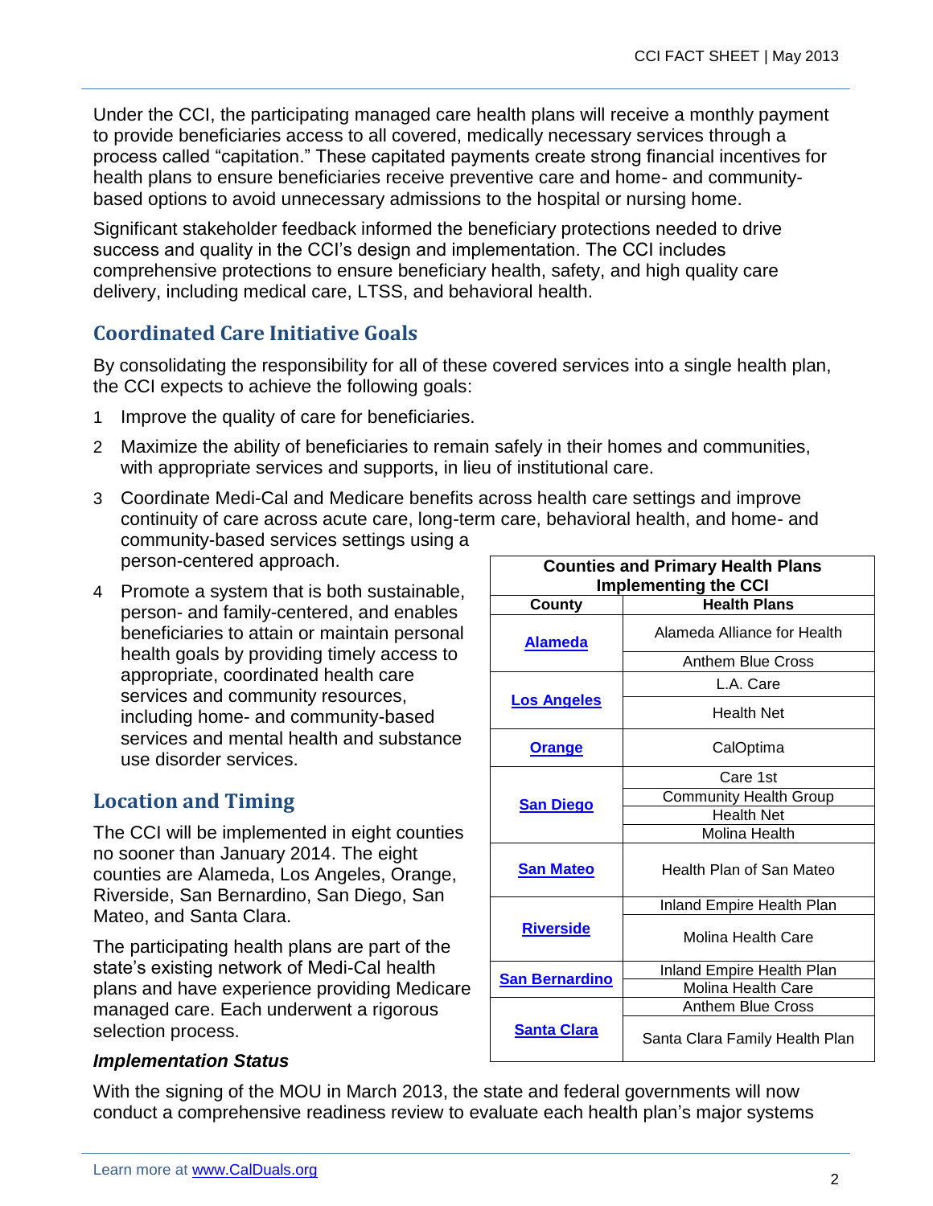Under the CCI, the participating managed care health plans will receive a monthly payment to provide beneficiaries access to all covered, medically necessary services through a process called "capitation." These capitated payments create strong financial incentives for health plans to ensure beneficiaries receive preventive care and home- and community-based options to avoid unnecessary admissions to the hospital or nursing home.

Significant stakeholder feedback informed the beneficiary protections needed to drive success and quality in the CCI's design and implementation. The CCI includes comprehensive protections to ensure beneficiary health, safety, and high quality care delivery, including medical care, LTSS, and behavioral health.

## Coordinated Care Initiative Goals

By consolidating the responsibility for all of these covered services into a single health plan, the CCI expects to achieve the following goals:

1. Improve the quality of care for beneficiaries.
2. Maximize the ability of beneficiaries to remain safely in their homes and communities, with appropriate services and supports, in lieu of institutional care.
3. Coordinate Medi-Cal and Medicare benefits across health care settings and improve continuity of care across acute care, long-term care, behavioral health, and home- and community-based services settings using a person-centered approach.
4. Promote a system that is both sustainable, person- and family-centered, and enables beneficiaries to attain or maintain personal health goals by providing timely access to appropriate, coordinated health care services and community resources, including home- and community-based services and mental health and substance use disorder services.

**Counties and Primary Health Plans Implementing the CCI**

| County | Health Plans |
|---|---|
| Alameda | Alameda Alliance for Health |
| | Anthem Blue Cross |
| Los Angeles | L.A. Care |
| | Health Net |
| Orange | CalOptima |
| San Diego | Care 1st |
| | Community Health Group |
| | Health Net |
| | Molina Health |
| San Mateo | Health Plan of San Mateo |
| Riverside | Inland Empire Health Plan |
| | Molina Health Care |
| San Bernardino | Inland Empire Health Plan |
| | Molina Health Care |
| Santa Clara | Anthem Blue Cross |
| | Santa Clara Family Health Plan |

## Location and Timing

The CCI will be implemented in eight counties no sooner than January 2014. The eight counties are Alameda, Los Angeles, Orange, Riverside, San Bernardino, San Diego, San Mateo, and Santa Clara.

The participating health plans are part of the state's existing network of Medi-Cal health plans and have experience providing Medicare managed care. Each underwent a rigorous selection process.

### *Implementation Status*

With the signing of the MOU in March 2013, the state and federal governments will now conduct a comprehensive readiness review to evaluate each health plan's major systems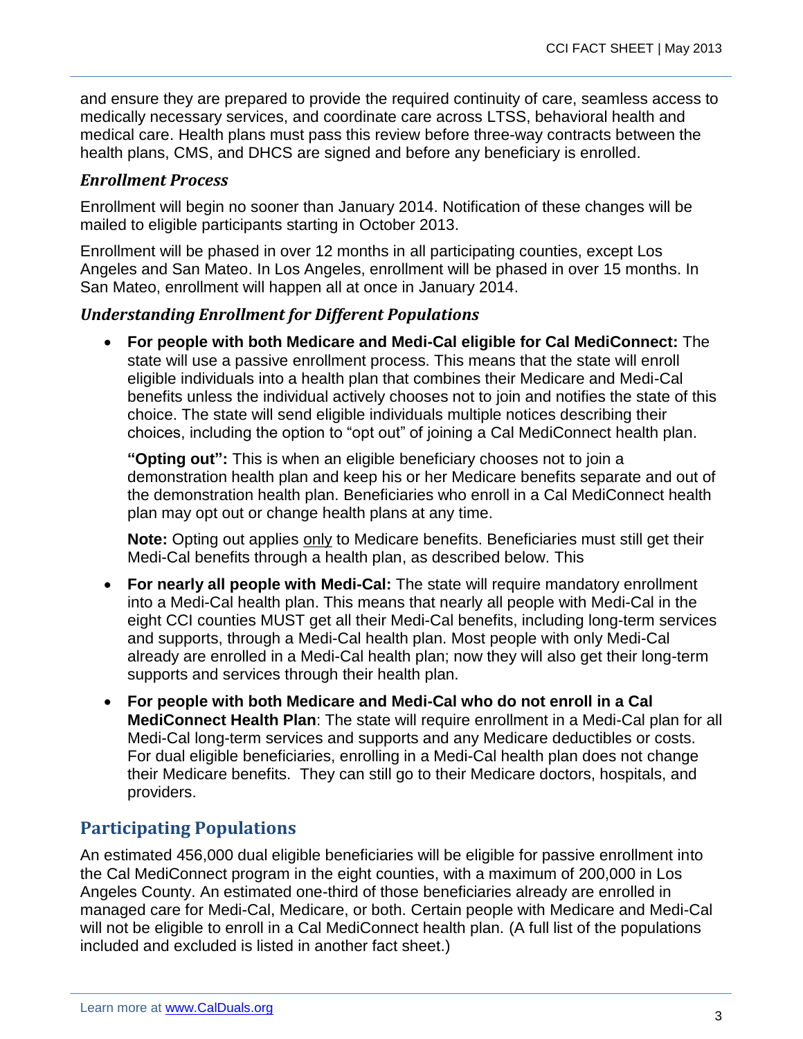and ensure they are prepared to provide the required continuity of care, seamless access to medically necessary services, and coordinate care across LTSS, behavioral health and medical care. Health plans must pass this review before three-way contracts between the health plans, CMS, and DHCS are signed and before any beneficiary is enrolled.

### *Enrollment Process*

Enrollment will begin no sooner than January 2014. Notification of these changes will be mailed to eligible participants starting in October 2013.

Enrollment will be phased in over 12 months in all participating counties, except Los Angeles and San Mateo. In Los Angeles, enrollment will be phased in over 15 months. In San Mateo, enrollment will happen all at once in January 2014.

### *Understanding Enrollment for Different Populations*

- **For people with both Medicare and Medi-Cal eligible for Cal MediConnect:** The state will use a passive enrollment process. This means that the state will enroll eligible individuals into a health plan that combines their Medicare and Medi-Cal benefits unless the individual actively chooses not to join and notifies the state of this choice. The state will send eligible individuals multiple notices describing their choices, including the option to "opt out" of joining a Cal MediConnect health plan.

  **"Opting out":** This is when an eligible beneficiary chooses not to join a demonstration health plan and keep his or her Medicare benefits separate and out of the demonstration health plan. Beneficiaries who enroll in a Cal MediConnect health plan may opt out or change health plans at any time.

  **Note:** Opting out applies only to Medicare benefits. Beneficiaries must still get their Medi-Cal benefits through a health plan, as described below. This

- **For nearly all people with Medi-Cal:** The state will require mandatory enrollment into a Medi-Cal health plan. This means that nearly all people with Medi-Cal in the eight CCI counties MUST get all their Medi-Cal benefits, including long-term services and supports, through a Medi-Cal health plan. Most people with only Medi-Cal already are enrolled in a Medi-Cal health plan; now they will also get their long-term supports and services through their health plan.

- **For people with both Medicare and Medi-Cal who do not enroll in a Cal MediConnect Health Plan**: The state will require enrollment in a Medi-Cal plan for all Medi-Cal long-term services and supports and any Medicare deductibles or costs. For dual eligible beneficiaries, enrolling in a Medi-Cal health plan does not change their Medicare benefits. They can still go to their Medicare doctors, hospitals, and providers.

## Participating Populations

An estimated 456,000 dual eligible beneficiaries will be eligible for passive enrollment into the Cal MediConnect program in the eight counties, with a maximum of 200,000 in Los Angeles County. An estimated one-third of those beneficiaries already are enrolled in managed care for Medi-Cal, Medicare, or both. Certain people with Medicare and Medi-Cal will not be eligible to enroll in a Cal MediConnect health plan. (A full list of the populations included and excluded is listed in another fact sheet.)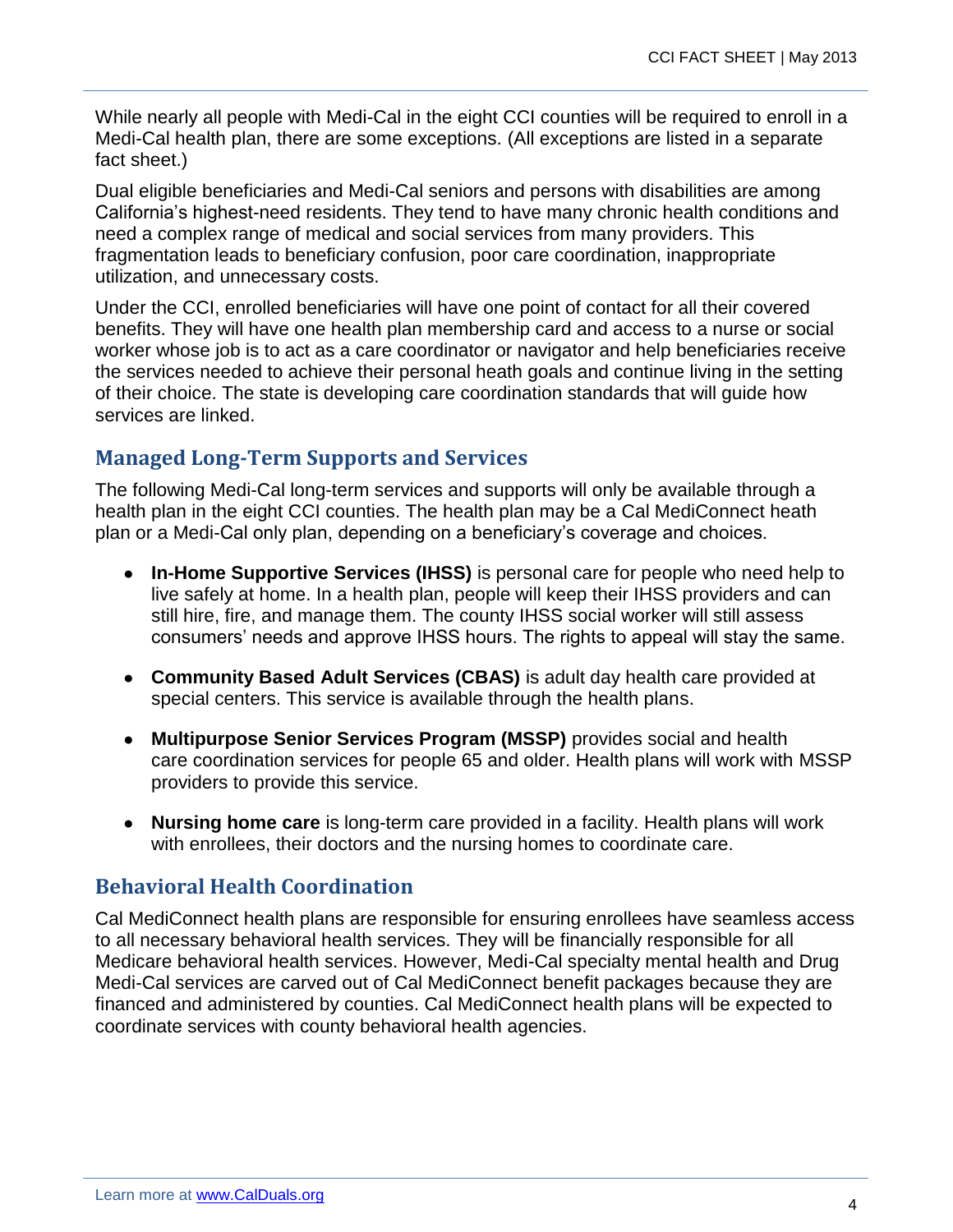While nearly all people with Medi-Cal in the eight CCI counties will be required to enroll in a Medi-Cal health plan, there are some exceptions. (All exceptions are listed in a separate fact sheet.)

Dual eligible beneficiaries and Medi-Cal seniors and persons with disabilities are among California's highest-need residents. They tend to have many chronic health conditions and need a complex range of medical and social services from many providers. This fragmentation leads to beneficiary confusion, poor care coordination, inappropriate utilization, and unnecessary costs.

Under the CCI, enrolled beneficiaries will have one point of contact for all their covered benefits. They will have one health plan membership card and access to a nurse or social worker whose job is to act as a care coordinator or navigator and help beneficiaries receive the services needed to achieve their personal heath goals and continue living in the setting of their choice. The state is developing care coordination standards that will guide how services are linked.

## Managed Long-Term Supports and Services

The following Medi-Cal long-term services and supports will only be available through a health plan in the eight CCI counties. The health plan may be a Cal MediConnect heath plan or a Medi-Cal only plan, depending on a beneficiary's coverage and choices.

- **In-Home Supportive Services (IHSS)** is personal care for people who need help to live safely at home. In a health plan, people will keep their IHSS providers and can still hire, fire, and manage them. The county IHSS social worker will still assess consumers' needs and approve IHSS hours. The rights to appeal will stay the same.
- **Community Based Adult Services (CBAS)** is adult day health care provided at special centers. This service is available through the health plans.
- **Multipurpose Senior Services Program (MSSP)** provides social and health care coordination services for people 65 and older. Health plans will work with MSSP providers to provide this service.
- **Nursing home care** is long-term care provided in a facility. Health plans will work with enrollees, their doctors and the nursing homes to coordinate care.

## Behavioral Health Coordination

Cal MediConnect health plans are responsible for ensuring enrollees have seamless access to all necessary behavioral health services. They will be financially responsible for all Medicare behavioral health services. However, Medi-Cal specialty mental health and Drug Medi-Cal services are carved out of Cal MediConnect benefit packages because they are financed and administered by counties. Cal MediConnect health plans will be expected to coordinate services with county behavioral health agencies.